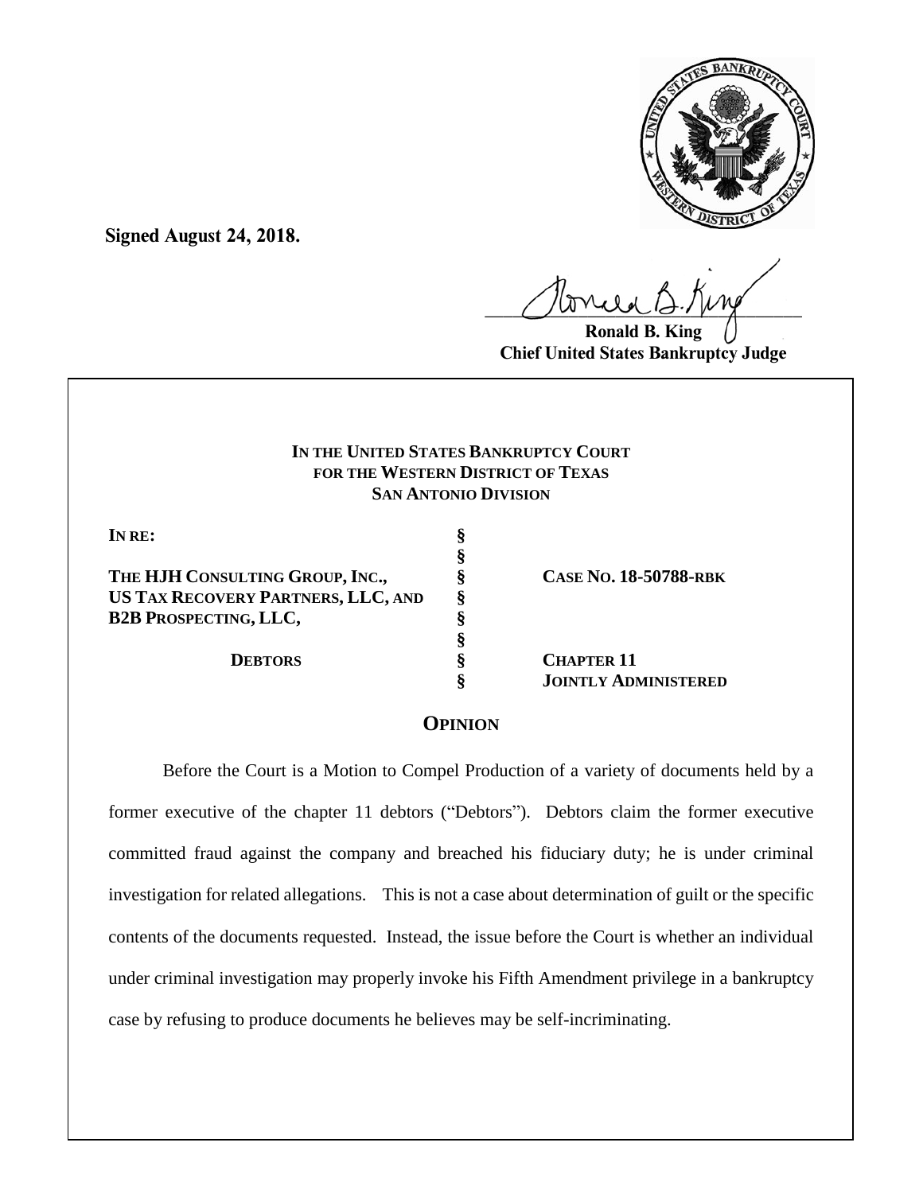**Signed August 24, 2018.**

Ronald B. King
**Chief United States Bankruptcy Judge**

**IN THE UNITED STATES BANKRUPTCY COURT**
**FOR THE WESTERN DISTRICT OF TEXAS**
**SAN ANTONIO DIVISION**

| | | |
|---|---|---|
| **IN RE:** | § | |
| | § | |
| **THE HJH CONSULTING GROUP, INC.,** | § | **CASE NO. 18-50788-RBK** |
| **US TAX RECOVERY PARTNERS, LLC, AND** | § | |
| **B2B PROSPECTING, LLC,** | § | |
| | § | |
| **DEBTORS** | § | **CHAPTER 11** |
| | § | **JOINTLY ADMINISTERED** |

## OPINION

Before the Court is a Motion to Compel Production of a variety of documents held by a former executive of the chapter 11 debtors ("Debtors"). Debtors claim the former executive committed fraud against the company and breached his fiduciary duty; he is under criminal investigation for related allegations. This is not a case about determination of guilt or the specific contents of the documents requested. Instead, the issue before the Court is whether an individual under criminal investigation may properly invoke his Fifth Amendment privilege in a bankruptcy case by refusing to produce documents he believes may be self-incriminating.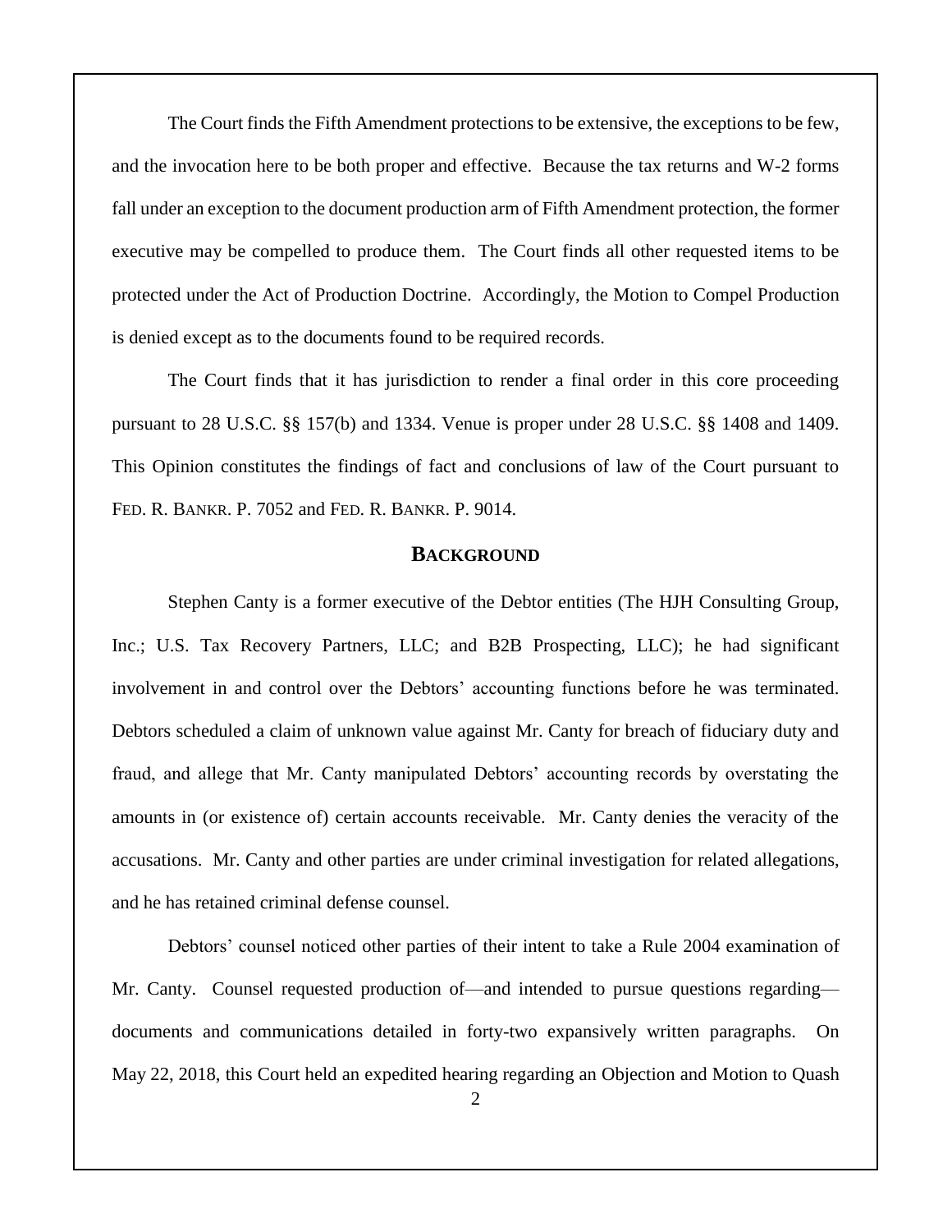The Court finds the Fifth Amendment protections to be extensive, the exceptions to be few, and the invocation here to be both proper and effective. Because the tax returns and W-2 forms fall under an exception to the document production arm of Fifth Amendment protection, the former executive may be compelled to produce them. The Court finds all other requested items to be protected under the Act of Production Doctrine. Accordingly, the Motion to Compel Production is denied except as to the documents found to be required records.

The Court finds that it has jurisdiction to render a final order in this core proceeding pursuant to 28 U.S.C. §§ 157(b) and 1334. Venue is proper under 28 U.S.C. §§ 1408 and 1409. This Opinion constitutes the findings of fact and conclusions of law of the Court pursuant to FED. R. BANKR. P. 7052 and FED. R. BANKR. P. 9014.

## BACKGROUND

Stephen Canty is a former executive of the Debtor entities (The HJH Consulting Group, Inc.; U.S. Tax Recovery Partners, LLC; and B2B Prospecting, LLC); he had significant involvement in and control over the Debtors' accounting functions before he was terminated. Debtors scheduled a claim of unknown value against Mr. Canty for breach of fiduciary duty and fraud, and allege that Mr. Canty manipulated Debtors' accounting records by overstating the amounts in (or existence of) certain accounts receivable. Mr. Canty denies the veracity of the accusations. Mr. Canty and other parties are under criminal investigation for related allegations, and he has retained criminal defense counsel.

Debtors' counsel noticed other parties of their intent to take a Rule 2004 examination of Mr. Canty. Counsel requested production of—and intended to pursue questions regarding—documents and communications detailed in forty-two expansively written paragraphs. On May 22, 2018, this Court held an expedited hearing regarding an Objection and Motion to Quash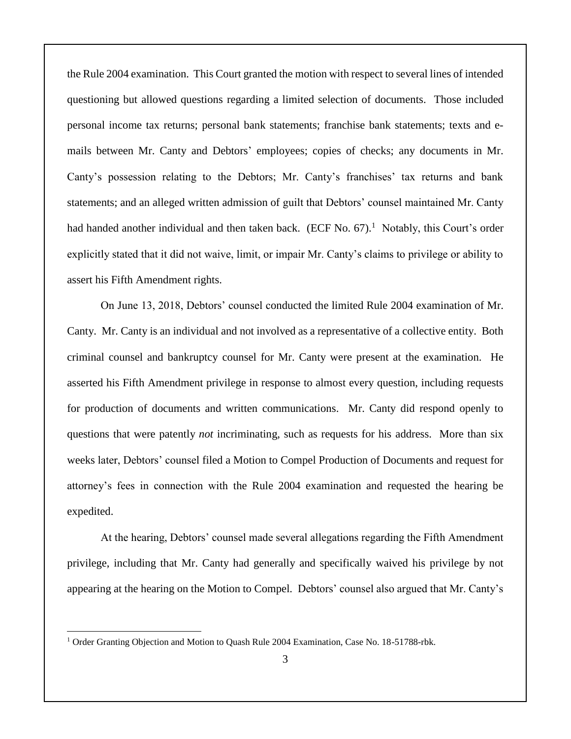the Rule 2004 examination. This Court granted the motion with respect to several lines of intended questioning but allowed questions regarding a limited selection of documents. Those included personal income tax returns; personal bank statements; franchise bank statements; texts and e-mails between Mr. Canty and Debtors' employees; copies of checks; any documents in Mr. Canty's possession relating to the Debtors; Mr. Canty's franchises' tax returns and bank statements; and an alleged written admission of guilt that Debtors' counsel maintained Mr. Canty had handed another individual and then taken back. (ECF No. 67).[1] Notably, this Court's order explicitly stated that it did not waive, limit, or impair Mr. Canty's claims to privilege or ability to assert his Fifth Amendment rights.

On June 13, 2018, Debtors' counsel conducted the limited Rule 2004 examination of Mr. Canty. Mr. Canty is an individual and not involved as a representative of a collective entity. Both criminal counsel and bankruptcy counsel for Mr. Canty were present at the examination. He asserted his Fifth Amendment privilege in response to almost every question, including requests for production of documents and written communications. Mr. Canty did respond openly to questions that were patently *not* incriminating, such as requests for his address. More than six weeks later, Debtors' counsel filed a Motion to Compel Production of Documents and request for attorney's fees in connection with the Rule 2004 examination and requested the hearing be expedited.

At the hearing, Debtors' counsel made several allegations regarding the Fifth Amendment privilege, including that Mr. Canty had generally and specifically waived his privilege by not appearing at the hearing on the Motion to Compel. Debtors' counsel also argued that Mr. Canty's

---

[1] Order Granting Objection and Motion to Quash Rule 2004 Examination, Case No. 18-51788-rbk.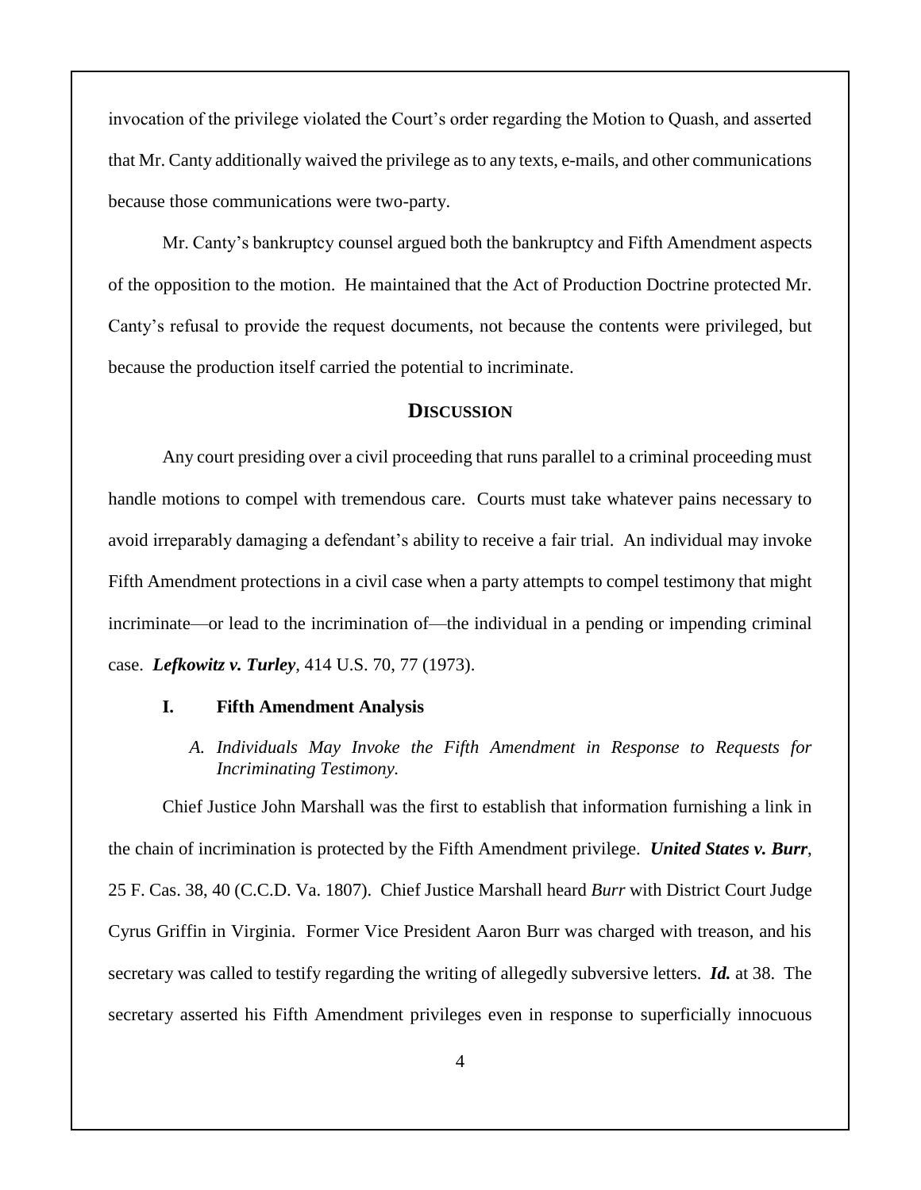invocation of the privilege violated the Court's order regarding the Motion to Quash, and asserted that Mr. Canty additionally waived the privilege as to any texts, e-mails, and other communications because those communications were two-party.

Mr. Canty's bankruptcy counsel argued both the bankruptcy and Fifth Amendment aspects of the opposition to the motion. He maintained that the Act of Production Doctrine protected Mr. Canty's refusal to provide the request documents, not because the contents were privileged, but because the production itself carried the potential to incriminate.

## DISCUSSION

Any court presiding over a civil proceeding that runs parallel to a criminal proceeding must handle motions to compel with tremendous care. Courts must take whatever pains necessary to avoid irreparably damaging a defendant's ability to receive a fair trial. An individual may invoke Fifth Amendment protections in a civil case when a party attempts to compel testimony that might incriminate—or lead to the incrimination of—the individual in a pending or impending criminal case. ***Lefkowitz v. Turley***, 414 U.S. 70, 77 (1973).

### I. Fifth Amendment Analysis

#### *A. Individuals May Invoke the Fifth Amendment in Response to Requests for Incriminating Testimony.*

Chief Justice John Marshall was the first to establish that information furnishing a link in the chain of incrimination is protected by the Fifth Amendment privilege. ***United States v. Burr***, 25 F. Cas. 38, 40 (C.C.D. Va. 1807). Chief Justice Marshall heard *Burr* with District Court Judge Cyrus Griffin in Virginia. Former Vice President Aaron Burr was charged with treason, and his secretary was called to testify regarding the writing of allegedly subversive letters. ***Id.*** at 38. The secretary asserted his Fifth Amendment privileges even in response to superficially innocuous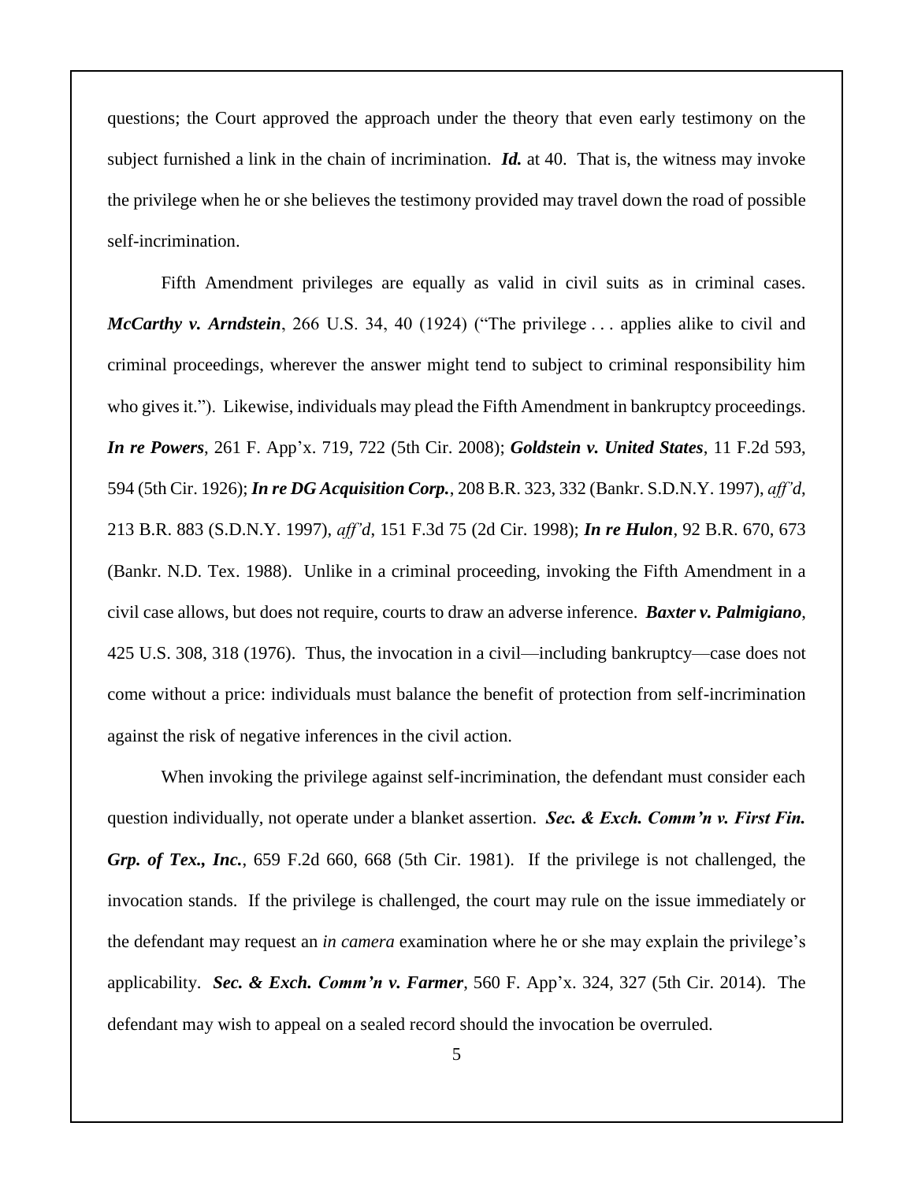questions; the Court approved the approach under the theory that even early testimony on the subject furnished a link in the chain of incrimination. ***Id.*** at 40. That is, the witness may invoke the privilege when he or she believes the testimony provided may travel down the road of possible self-incrimination.

Fifth Amendment privileges are equally as valid in civil suits as in criminal cases. ***McCarthy v. Arndstein***, 266 U.S. 34, 40 (1924) ("The privilege . . . applies alike to civil and criminal proceedings, wherever the answer might tend to subject to criminal responsibility him who gives it."). Likewise, individuals may plead the Fifth Amendment in bankruptcy proceedings. ***In re Powers***, 261 F. App'x. 719, 722 (5th Cir. 2008); ***Goldstein v. United States***, 11 F.2d 593, 594 (5th Cir. 1926); ***In re DG Acquisition Corp.***, 208 B.R. 323, 332 (Bankr. S.D.N.Y. 1997), *aff'd*, 213 B.R. 883 (S.D.N.Y. 1997), *aff'd*, 151 F.3d 75 (2d Cir. 1998); ***In re Hulon***, 92 B.R. 670, 673 (Bankr. N.D. Tex. 1988). Unlike in a criminal proceeding, invoking the Fifth Amendment in a civil case allows, but does not require, courts to draw an adverse inference. ***Baxter v. Palmigiano***, 425 U.S. 308, 318 (1976). Thus, the invocation in a civil—including bankruptcy—case does not come without a price: individuals must balance the benefit of protection from self-incrimination against the risk of negative inferences in the civil action.

When invoking the privilege against self-incrimination, the defendant must consider each question individually, not operate under a blanket assertion. ***Sec. & Exch. Comm'n v. First Fin. Grp. of Tex., Inc.***, 659 F.2d 660, 668 (5th Cir. 1981). If the privilege is not challenged, the invocation stands. If the privilege is challenged, the court may rule on the issue immediately or the defendant may request an *in camera* examination where he or she may explain the privilege's applicability. ***Sec. & Exch. Comm'n v. Farmer***, 560 F. App'x. 324, 327 (5th Cir. 2014). The defendant may wish to appeal on a sealed record should the invocation be overruled.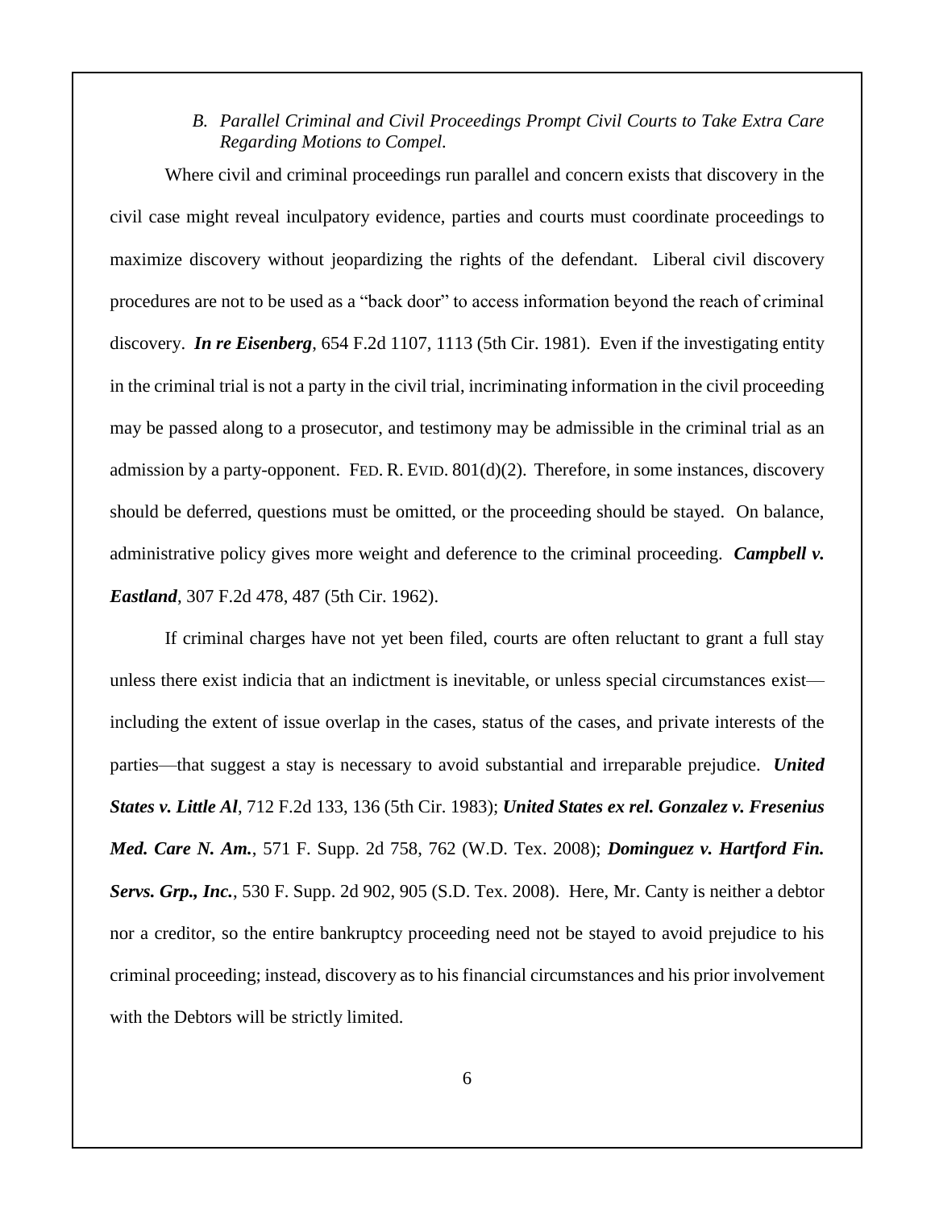### *B. Parallel Criminal and Civil Proceedings Prompt Civil Courts to Take Extra Care Regarding Motions to Compel.*

Where civil and criminal proceedings run parallel and concern exists that discovery in the civil case might reveal inculpatory evidence, parties and courts must coordinate proceedings to maximize discovery without jeopardizing the rights of the defendant. Liberal civil discovery procedures are not to be used as a "back door" to access information beyond the reach of criminal discovery. ***In re Eisenberg***, 654 F.2d 1107, 1113 (5th Cir. 1981). Even if the investigating entity in the criminal trial is not a party in the civil trial, incriminating information in the civil proceeding may be passed along to a prosecutor, and testimony may be admissible in the criminal trial as an admission by a party-opponent. FED. R. EVID. 801(d)(2). Therefore, in some instances, discovery should be deferred, questions must be omitted, or the proceeding should be stayed. On balance, administrative policy gives more weight and deference to the criminal proceeding. ***Campbell v. Eastland***, 307 F.2d 478, 487 (5th Cir. 1962).

If criminal charges have not yet been filed, courts are often reluctant to grant a full stay unless there exist indicia that an indictment is inevitable, or unless special circumstances exist—including the extent of issue overlap in the cases, status of the cases, and private interests of the parties—that suggest a stay is necessary to avoid substantial and irreparable prejudice. ***United States v. Little Al***, 712 F.2d 133, 136 (5th Cir. 1983); ***United States ex rel. Gonzalez v. Fresenius Med. Care N. Am.***, 571 F. Supp. 2d 758, 762 (W.D. Tex. 2008); ***Dominguez v. Hartford Fin. Servs. Grp., Inc.***, 530 F. Supp. 2d 902, 905 (S.D. Tex. 2008). Here, Mr. Canty is neither a debtor nor a creditor, so the entire bankruptcy proceeding need not be stayed to avoid prejudice to his criminal proceeding; instead, discovery as to his financial circumstances and his prior involvement with the Debtors will be strictly limited.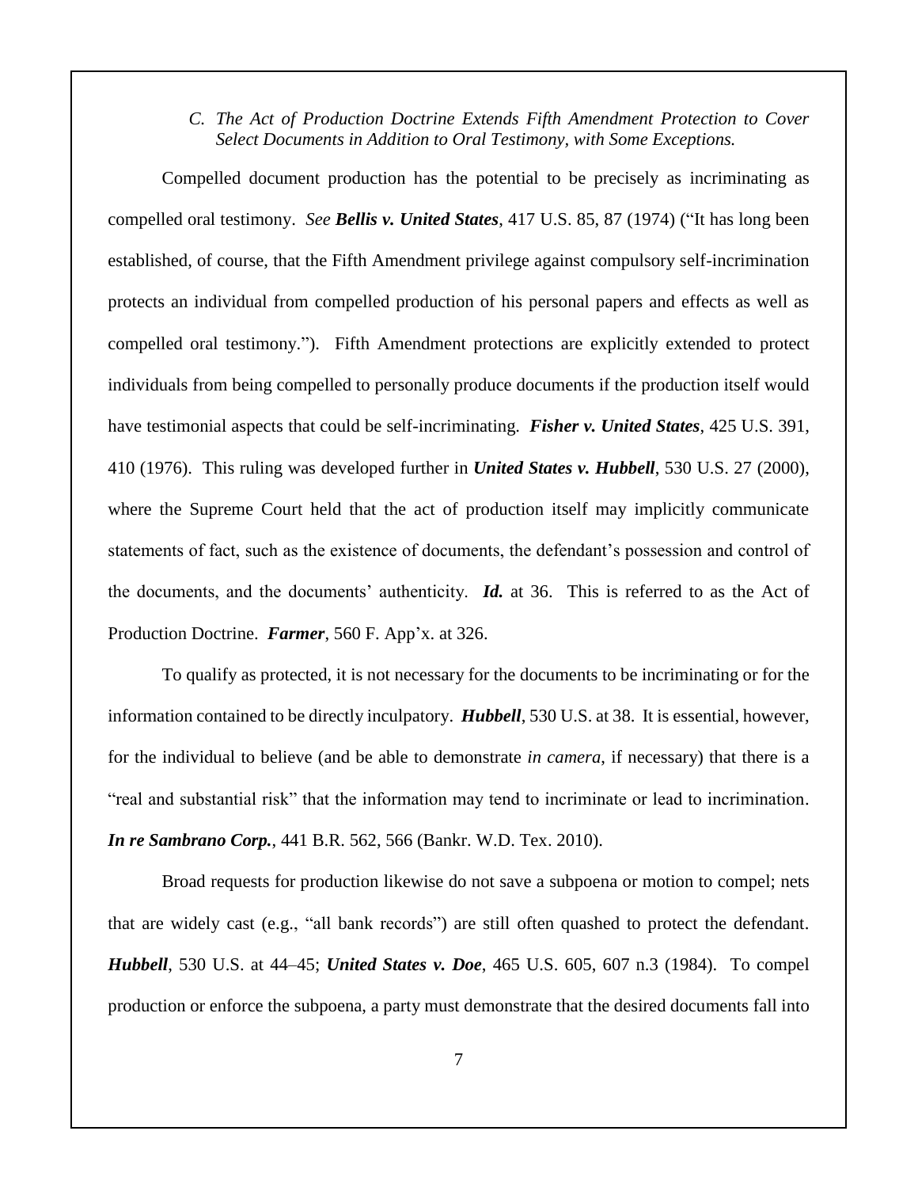### *C. The Act of Production Doctrine Extends Fifth Amendment Protection to Cover Select Documents in Addition to Oral Testimony, with Some Exceptions.*

Compelled document production has the potential to be precisely as incriminating as compelled oral testimony. *See* ***Bellis v. United States***, 417 U.S. 85, 87 (1974) ("It has long been established, of course, that the Fifth Amendment privilege against compulsory self-incrimination protects an individual from compelled production of his personal papers and effects as well as compelled oral testimony."). Fifth Amendment protections are explicitly extended to protect individuals from being compelled to personally produce documents if the production itself would have testimonial aspects that could be self-incriminating. ***Fisher v. United States***, 425 U.S. 391, 410 (1976). This ruling was developed further in ***United States v. Hubbell***, 530 U.S. 27 (2000), where the Supreme Court held that the act of production itself may implicitly communicate statements of fact, such as the existence of documents, the defendant's possession and control of the documents, and the documents' authenticity. ***Id.*** at 36. This is referred to as the Act of Production Doctrine. ***Farmer***, 560 F. App'x. at 326.

To qualify as protected, it is not necessary for the documents to be incriminating or for the information contained to be directly inculpatory. ***Hubbell***, 530 U.S. at 38. It is essential, however, for the individual to believe (and be able to demonstrate *in camera*, if necessary) that there is a "real and substantial risk" that the information may tend to incriminate or lead to incrimination. ***In re Sambrano Corp.***, 441 B.R. 562, 566 (Bankr. W.D. Tex. 2010).

Broad requests for production likewise do not save a subpoena or motion to compel; nets that are widely cast (e.g., "all bank records") are still often quashed to protect the defendant. ***Hubbell***, 530 U.S. at 44–45; ***United States v. Doe***, 465 U.S. 605, 607 n.3 (1984). To compel production or enforce the subpoena, a party must demonstrate that the desired documents fall into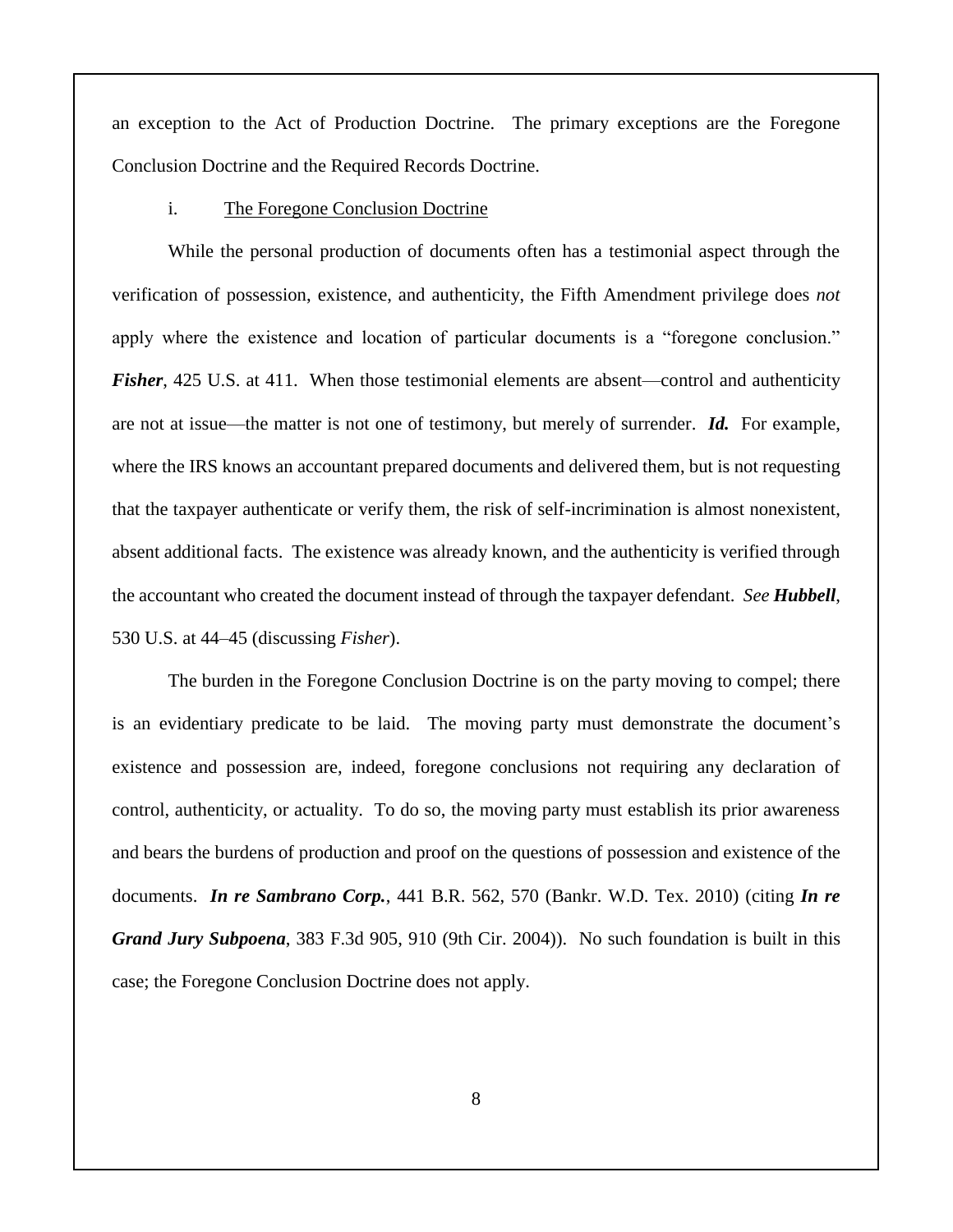an exception to the Act of Production Doctrine. The primary exceptions are the Foregone Conclusion Doctrine and the Required Records Doctrine.

i. <u>The Foregone Conclusion Doctrine</u>

While the personal production of documents often has a testimonial aspect through the verification of possession, existence, and authenticity, the Fifth Amendment privilege does *not* apply where the existence and location of particular documents is a "foregone conclusion." ***Fisher***, 425 U.S. at 411. When those testimonial elements are absent—control and authenticity are not at issue—the matter is not one of testimony, but merely of surrender. ***Id.*** For example, where the IRS knows an accountant prepared documents and delivered them, but is not requesting that the taxpayer authenticate or verify them, the risk of self-incrimination is almost nonexistent, absent additional facts. The existence was already known, and the authenticity is verified through the accountant who created the document instead of through the taxpayer defendant. *See* ***Hubbell***, 530 U.S. at 44–45 (discussing *Fisher*).

The burden in the Foregone Conclusion Doctrine is on the party moving to compel; there is an evidentiary predicate to be laid. The moving party must demonstrate the document's existence and possession are, indeed, foregone conclusions not requiring any declaration of control, authenticity, or actuality. To do so, the moving party must establish its prior awareness and bears the burdens of production and proof on the questions of possession and existence of the documents. ***In re Sambrano Corp.***, 441 B.R. 562, 570 (Bankr. W.D. Tex. 2010) (citing ***In re Grand Jury Subpoena***, 383 F.3d 905, 910 (9th Cir. 2004)). No such foundation is built in this case; the Foregone Conclusion Doctrine does not apply.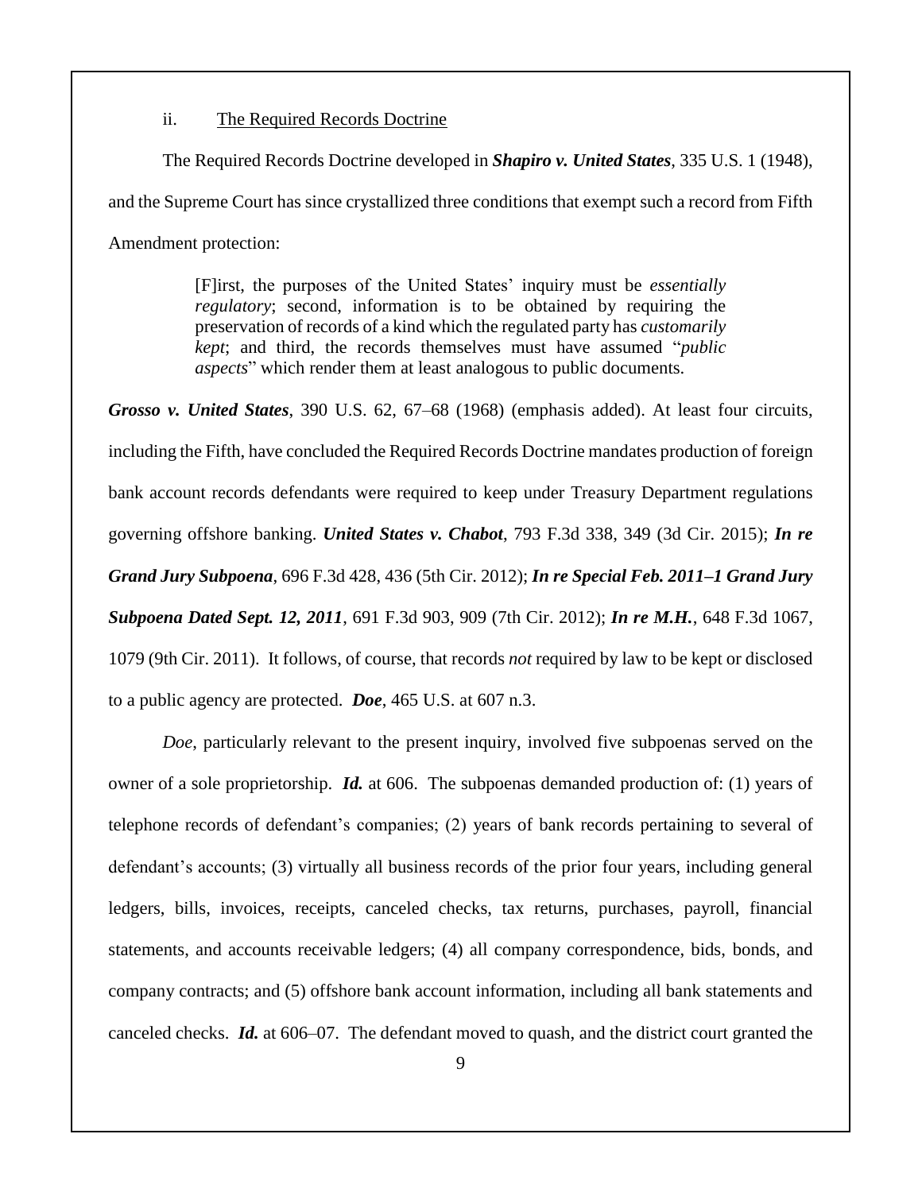ii. <u>The Required Records Doctrine</u>

The Required Records Doctrine developed in ***Shapiro v. United States***, 335 U.S. 1 (1948), and the Supreme Court has since crystallized three conditions that exempt such a record from Fifth Amendment protection:

> [F]irst, the purposes of the United States' inquiry must be *essentially regulatory*; second, information is to be obtained by requiring the preservation of records of a kind which the regulated party has *customarily kept*; and third, the records themselves must have assumed "*public aspects*" which render them at least analogous to public documents.

***Grosso v. United States***, 390 U.S. 62, 67–68 (1968) (emphasis added). At least four circuits, including the Fifth, have concluded the Required Records Doctrine mandates production of foreign bank account records defendants were required to keep under Treasury Department regulations governing offshore banking. ***United States v. Chabot***, 793 F.3d 338, 349 (3d Cir. 2015); ***In re Grand Jury Subpoena***, 696 F.3d 428, 436 (5th Cir. 2012); ***In re Special Feb. 2011–1 Grand Jury Subpoena Dated Sept. 12, 2011***, 691 F.3d 903, 909 (7th Cir. 2012); ***In re M.H.***, 648 F.3d 1067, 1079 (9th Cir. 2011). It follows, of course, that records *not* required by law to be kept or disclosed to a public agency are protected. ***Doe***, 465 U.S. at 607 n.3.

*Doe*, particularly relevant to the present inquiry, involved five subpoenas served on the owner of a sole proprietorship. ***Id.*** at 606. The subpoenas demanded production of: (1) years of telephone records of defendant's companies; (2) years of bank records pertaining to several of defendant's accounts; (3) virtually all business records of the prior four years, including general ledgers, bills, invoices, receipts, canceled checks, tax returns, purchases, payroll, financial statements, and accounts receivable ledgers; (4) all company correspondence, bids, bonds, and company contracts; and (5) offshore bank account information, including all bank statements and canceled checks. ***Id.*** at 606–07. The defendant moved to quash, and the district court granted the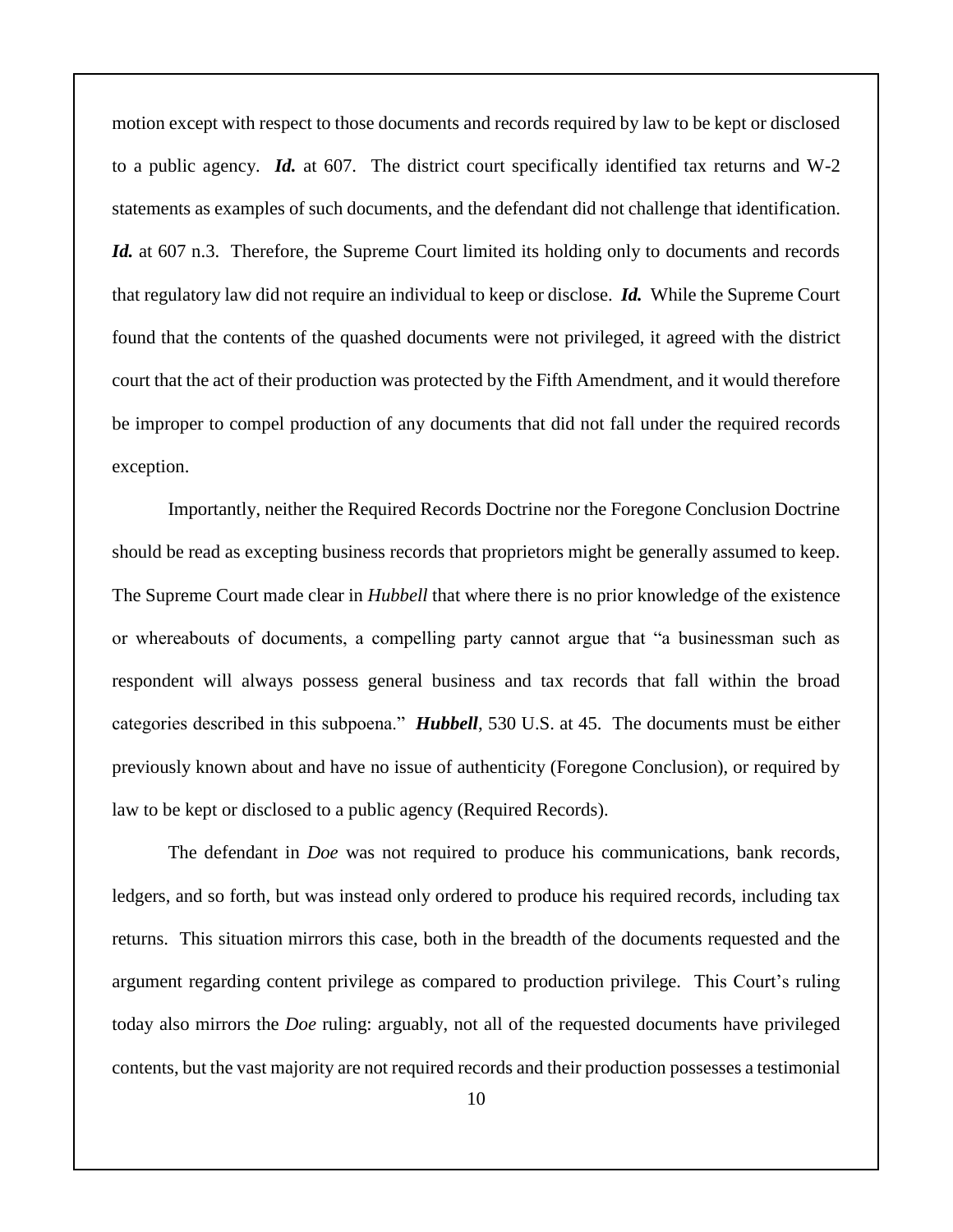motion except with respect to those documents and records required by law to be kept or disclosed to a public agency. ***Id.*** at 607. The district court specifically identified tax returns and W-2 statements as examples of such documents, and the defendant did not challenge that identification. ***Id.*** at 607 n.3. Therefore, the Supreme Court limited its holding only to documents and records that regulatory law did not require an individual to keep or disclose. ***Id.*** While the Supreme Court found that the contents of the quashed documents were not privileged, it agreed with the district court that the act of their production was protected by the Fifth Amendment, and it would therefore be improper to compel production of any documents that did not fall under the required records exception.

Importantly, neither the Required Records Doctrine nor the Foregone Conclusion Doctrine should be read as excepting business records that proprietors might be generally assumed to keep. The Supreme Court made clear in *Hubbell* that where there is no prior knowledge of the existence or whereabouts of documents, a compelling party cannot argue that "a businessman such as respondent will always possess general business and tax records that fall within the broad categories described in this subpoena." ***Hubbell***, 530 U.S. at 45. The documents must be either previously known about and have no issue of authenticity (Foregone Conclusion), or required by law to be kept or disclosed to a public agency (Required Records).

The defendant in *Doe* was not required to produce his communications, bank records, ledgers, and so forth, but was instead only ordered to produce his required records, including tax returns. This situation mirrors this case, both in the breadth of the documents requested and the argument regarding content privilege as compared to production privilege. This Court's ruling today also mirrors the *Doe* ruling: arguably, not all of the requested documents have privileged contents, but the vast majority are not required records and their production possesses a testimonial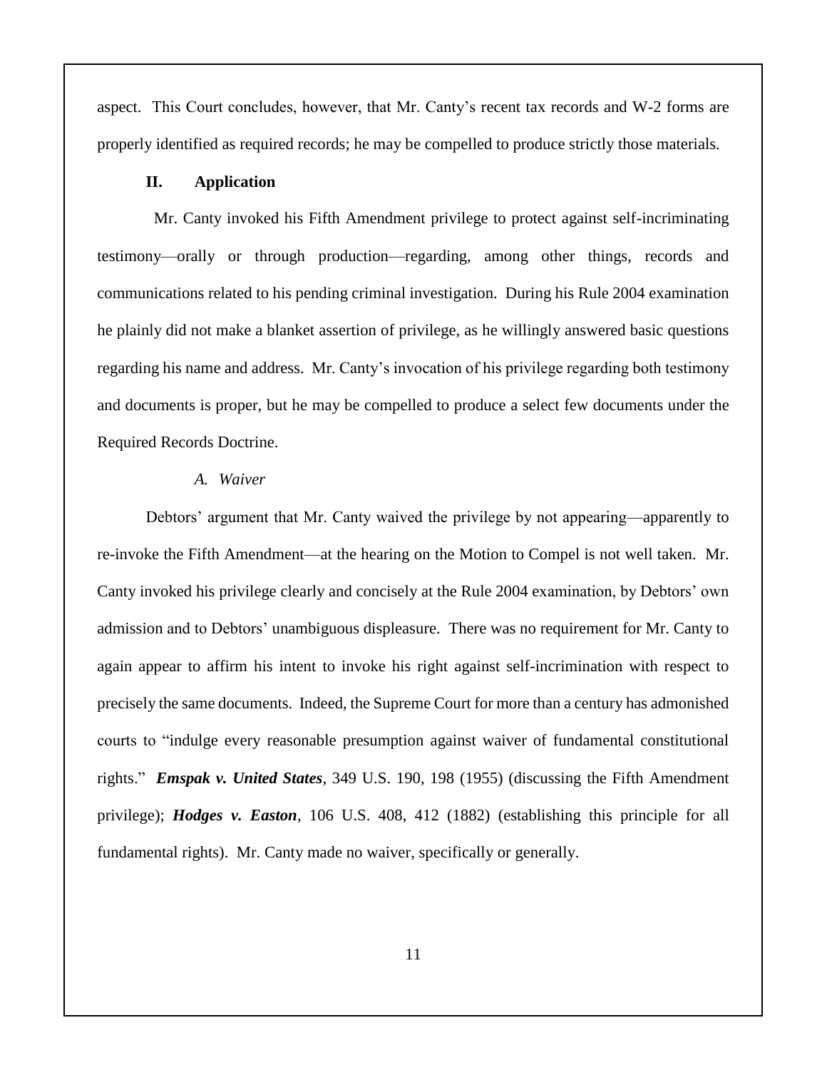aspect. This Court concludes, however, that Mr. Canty's recent tax records and W-2 forms are properly identified as required records; he may be compelled to produce strictly those materials.

## II. Application

Mr. Canty invoked his Fifth Amendment privilege to protect against self-incriminating testimony—orally or through production—regarding, among other things, records and communications related to his pending criminal investigation. During his Rule 2004 examination he plainly did not make a blanket assertion of privilege, as he willingly answered basic questions regarding his name and address. Mr. Canty's invocation of his privilege regarding both testimony and documents is proper, but he may be compelled to produce a select few documents under the Required Records Doctrine.

### *A. Waiver*

Debtors' argument that Mr. Canty waived the privilege by not appearing—apparently to re-invoke the Fifth Amendment—at the hearing on the Motion to Compel is not well taken. Mr. Canty invoked his privilege clearly and concisely at the Rule 2004 examination, by Debtors' own admission and to Debtors' unambiguous displeasure. There was no requirement for Mr. Canty to again appear to affirm his intent to invoke his right against self-incrimination with respect to precisely the same documents. Indeed, the Supreme Court for more than a century has admonished courts to "indulge every reasonable presumption against waiver of fundamental constitutional rights." ***Emspak v. United States***, 349 U.S. 190, 198 (1955) (discussing the Fifth Amendment privilege); ***Hodges v. Easton***, 106 U.S. 408, 412 (1882) (establishing this principle for all fundamental rights). Mr. Canty made no waiver, specifically or generally.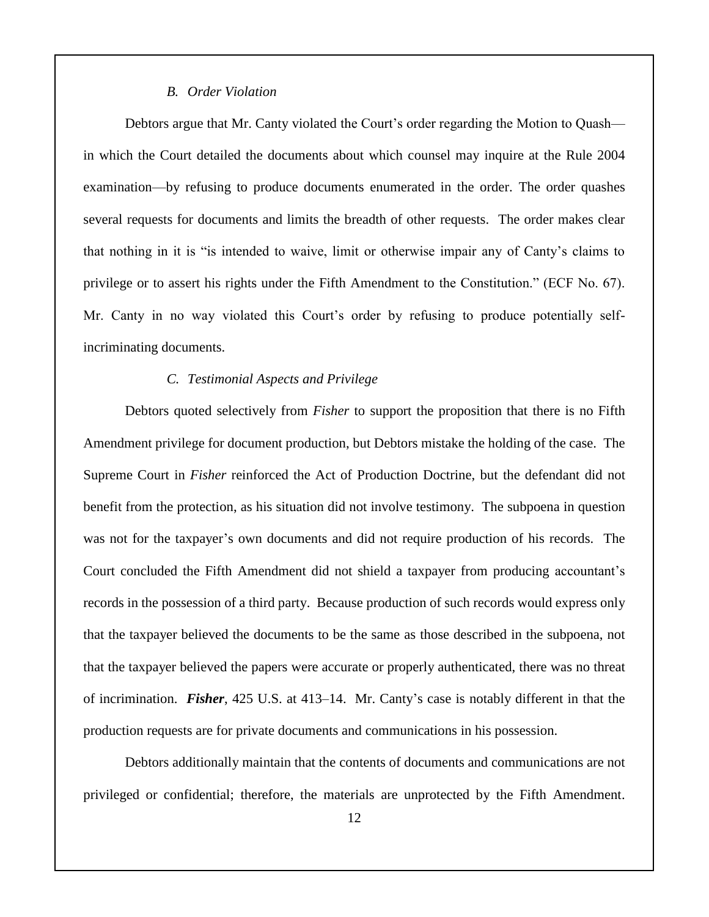### *B. Order Violation*

Debtors argue that Mr. Canty violated the Court's order regarding the Motion to Quash—in which the Court detailed the documents about which counsel may inquire at the Rule 2004 examination—by refusing to produce documents enumerated in the order. The order quashes several requests for documents and limits the breadth of other requests. The order makes clear that nothing in it is "is intended to waive, limit or otherwise impair any of Canty's claims to privilege or to assert his rights under the Fifth Amendment to the Constitution." (ECF No. 67). Mr. Canty in no way violated this Court's order by refusing to produce potentially self-incriminating documents.

### *C. Testimonial Aspects and Privilege*

Debtors quoted selectively from *Fisher* to support the proposition that there is no Fifth Amendment privilege for document production, but Debtors mistake the holding of the case. The Supreme Court in *Fisher* reinforced the Act of Production Doctrine, but the defendant did not benefit from the protection, as his situation did not involve testimony. The subpoena in question was not for the taxpayer's own documents and did not require production of his records. The Court concluded the Fifth Amendment did not shield a taxpayer from producing accountant's records in the possession of a third party. Because production of such records would express only that the taxpayer believed the documents to be the same as those described in the subpoena, not that the taxpayer believed the papers were accurate or properly authenticated, there was no threat of incrimination. ***Fisher***, 425 U.S. at 413–14. Mr. Canty's case is notably different in that the production requests are for private documents and communications in his possession.

Debtors additionally maintain that the contents of documents and communications are not privileged or confidential; therefore, the materials are unprotected by the Fifth Amendment.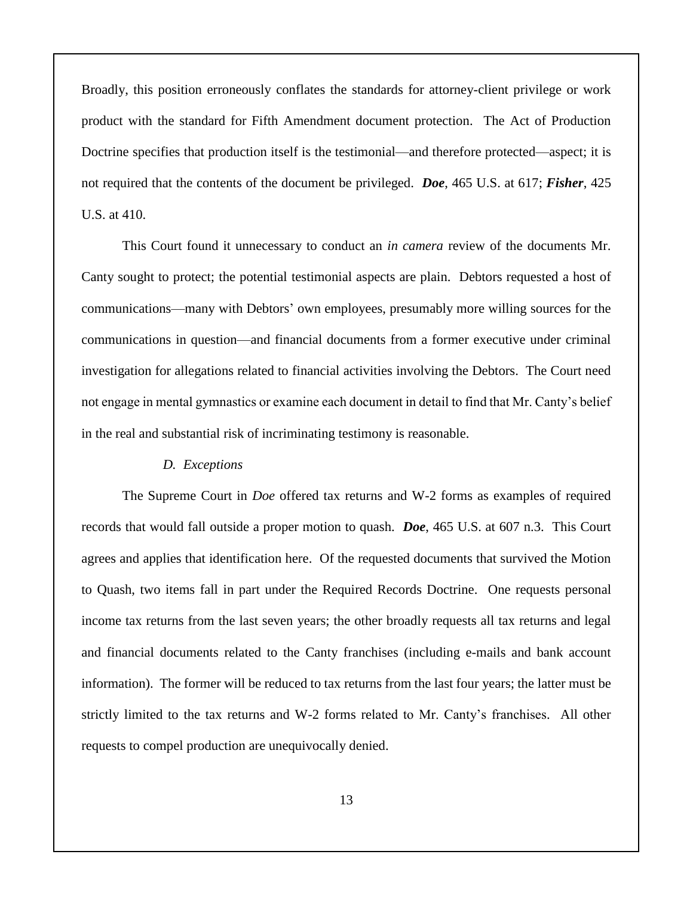Broadly, this position erroneously conflates the standards for attorney-client privilege or work product with the standard for Fifth Amendment document protection. The Act of Production Doctrine specifies that production itself is the testimonial—and therefore protected—aspect; it is not required that the contents of the document be privileged. ***Doe***, 465 U.S. at 617; ***Fisher***, 425 U.S. at 410.

This Court found it unnecessary to conduct an *in camera* review of the documents Mr. Canty sought to protect; the potential testimonial aspects are plain. Debtors requested a host of communications—many with Debtors' own employees, presumably more willing sources for the communications in question—and financial documents from a former executive under criminal investigation for allegations related to financial activities involving the Debtors. The Court need not engage in mental gymnastics or examine each document in detail to find that Mr. Canty's belief in the real and substantial risk of incriminating testimony is reasonable.

*D. Exceptions*

The Supreme Court in *Doe* offered tax returns and W-2 forms as examples of required records that would fall outside a proper motion to quash. ***Doe***, 465 U.S. at 607 n.3. This Court agrees and applies that identification here. Of the requested documents that survived the Motion to Quash, two items fall in part under the Required Records Doctrine. One requests personal income tax returns from the last seven years; the other broadly requests all tax returns and legal and financial documents related to the Canty franchises (including e-mails and bank account information). The former will be reduced to tax returns from the last four years; the latter must be strictly limited to the tax returns and W-2 forms related to Mr. Canty's franchises. All other requests to compel production are unequivocally denied.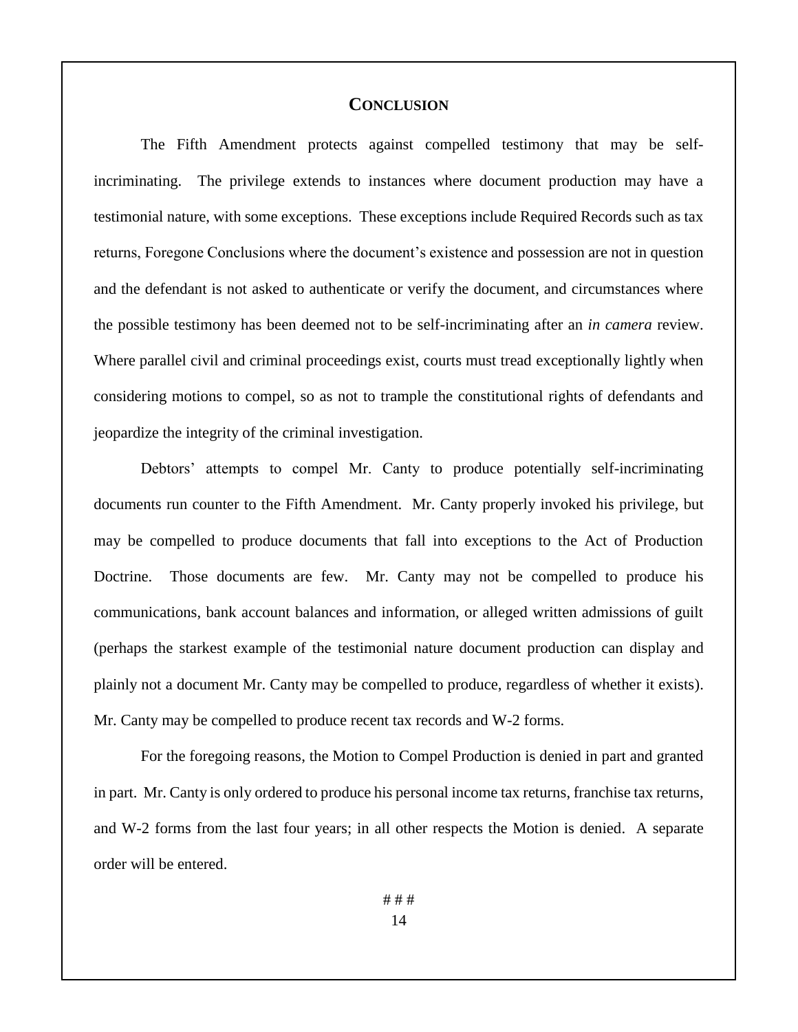## CONCLUSION

The Fifth Amendment protects against compelled testimony that may be self-incriminating. The privilege extends to instances where document production may have a testimonial nature, with some exceptions. These exceptions include Required Records such as tax returns, Foregone Conclusions where the document's existence and possession are not in question and the defendant is not asked to authenticate or verify the document, and circumstances where the possible testimony has been deemed not to be self-incriminating after an *in camera* review. Where parallel civil and criminal proceedings exist, courts must tread exceptionally lightly when considering motions to compel, so as not to trample the constitutional rights of defendants and jeopardize the integrity of the criminal investigation.

Debtors' attempts to compel Mr. Canty to produce potentially self-incriminating documents run counter to the Fifth Amendment. Mr. Canty properly invoked his privilege, but may be compelled to produce documents that fall into exceptions to the Act of Production Doctrine. Those documents are few. Mr. Canty may not be compelled to produce his communications, bank account balances and information, or alleged written admissions of guilt (perhaps the starkest example of the testimonial nature document production can display and plainly not a document Mr. Canty may be compelled to produce, regardless of whether it exists). Mr. Canty may be compelled to produce recent tax records and W-2 forms.

For the foregoing reasons, the Motion to Compel Production is denied in part and granted in part. Mr. Canty is only ordered to produce his personal income tax returns, franchise tax returns, and W-2 forms from the last four years; in all other respects the Motion is denied. A separate order will be entered.

# # #